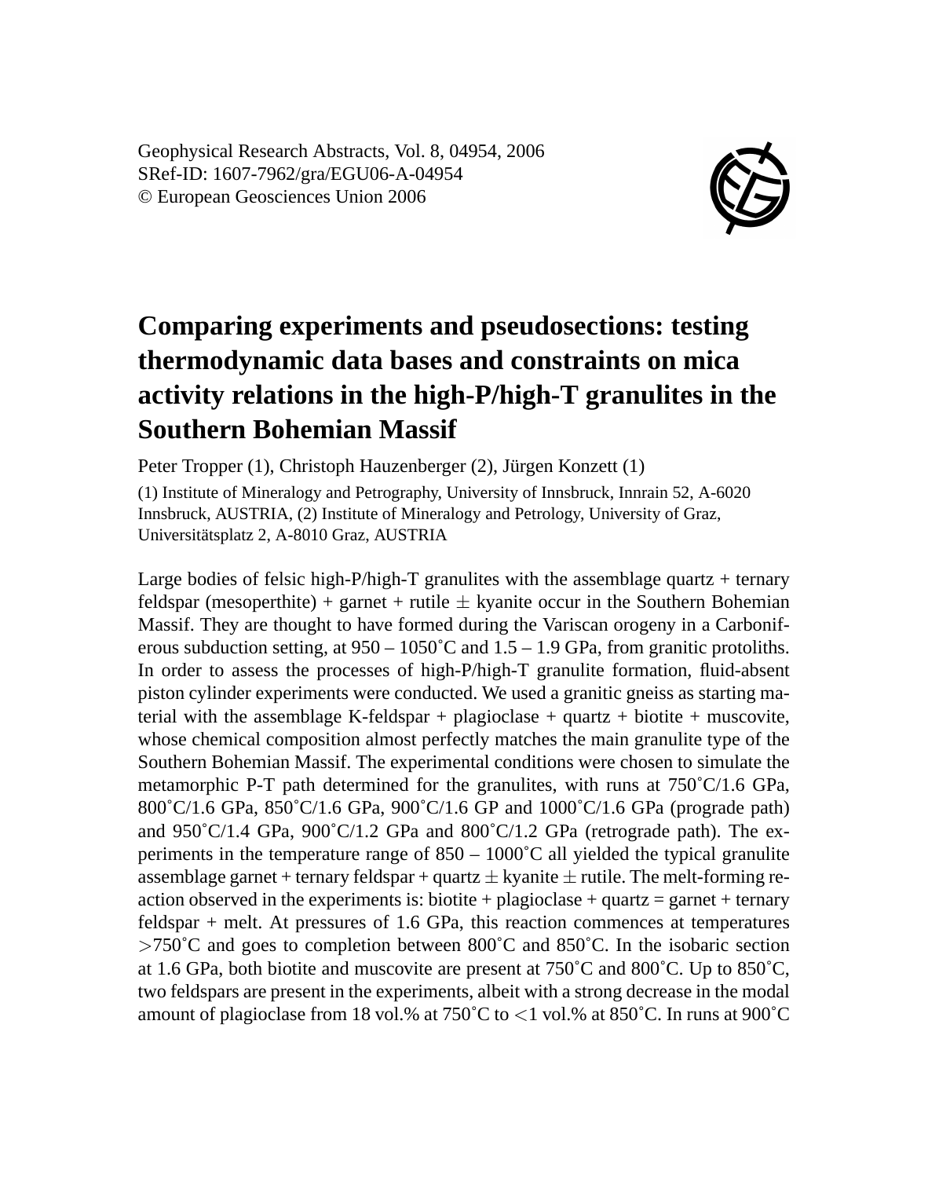Geophysical Research Abstracts, Vol. 8, 04954, 2006
SRef-ID: 1607-7962/gra/EGU06-A-04954
© European Geosciences Union 2006

# Comparing experiments and pseudosections: testing thermodynamic data bases and constraints on mica activity relations in the high-P/high-T granulites in the Southern Bohemian Massif

Peter Tropper (1), Christoph Hauzenberger (2), Jürgen Konzett (1)

(1) Institute of Mineralogy and Petrography, University of Innsbruck, Innrain 52, A-6020 Innsbruck, AUSTRIA, (2) Institute of Mineralogy and Petrology, University of Graz, Universitätsplatz 2, A-8010 Graz, AUSTRIA

Large bodies of felsic high-P/high-T granulites with the assemblage quartz + ternary feldspar (mesoperthite) + garnet + rutile ± kyanite occur in the Southern Bohemian Massif. They are thought to have formed during the Variscan orogeny in a Carboniferous subduction setting, at 950 – 1050˚C and 1.5 – 1.9 GPa, from granitic protoliths. In order to assess the processes of high-P/high-T granulite formation, fluid-absent piston cylinder experiments were conducted. We used a granitic gneiss as starting material with the assemblage K-feldspar + plagioclase + quartz + biotite + muscovite, whose chemical composition almost perfectly matches the main granulite type of the Southern Bohemian Massif. The experimental conditions were chosen to simulate the metamorphic P-T path determined for the granulites, with runs at 750˚C/1.6 GPa, 800˚C/1.6 GPa, 850˚C/1.6 GPa, 900˚C/1.6 GP and 1000˚C/1.6 GPa (prograde path) and 950˚C/1.4 GPa, 900˚C/1.2 GPa and 800˚C/1.2 GPa (retrograde path). The experiments in the temperature range of 850 – 1000˚C all yielded the typical granulite assemblage garnet + ternary feldspar + quartz ± kyanite ± rutile. The melt-forming reaction observed in the experiments is: biotite + plagioclase + quartz = garnet + ternary feldspar + melt. At pressures of 1.6 GPa, this reaction commences at temperatures >750˚C and goes to completion between 800˚C and 850˚C. In the isobaric section at 1.6 GPa, both biotite and muscovite are present at 750˚C and 800˚C. Up to 850˚C, two feldspars are present in the experiments, albeit with a strong decrease in the modal amount of plagioclase from 18 vol.% at 750˚C to <1 vol.% at 850˚C. In runs at 900˚C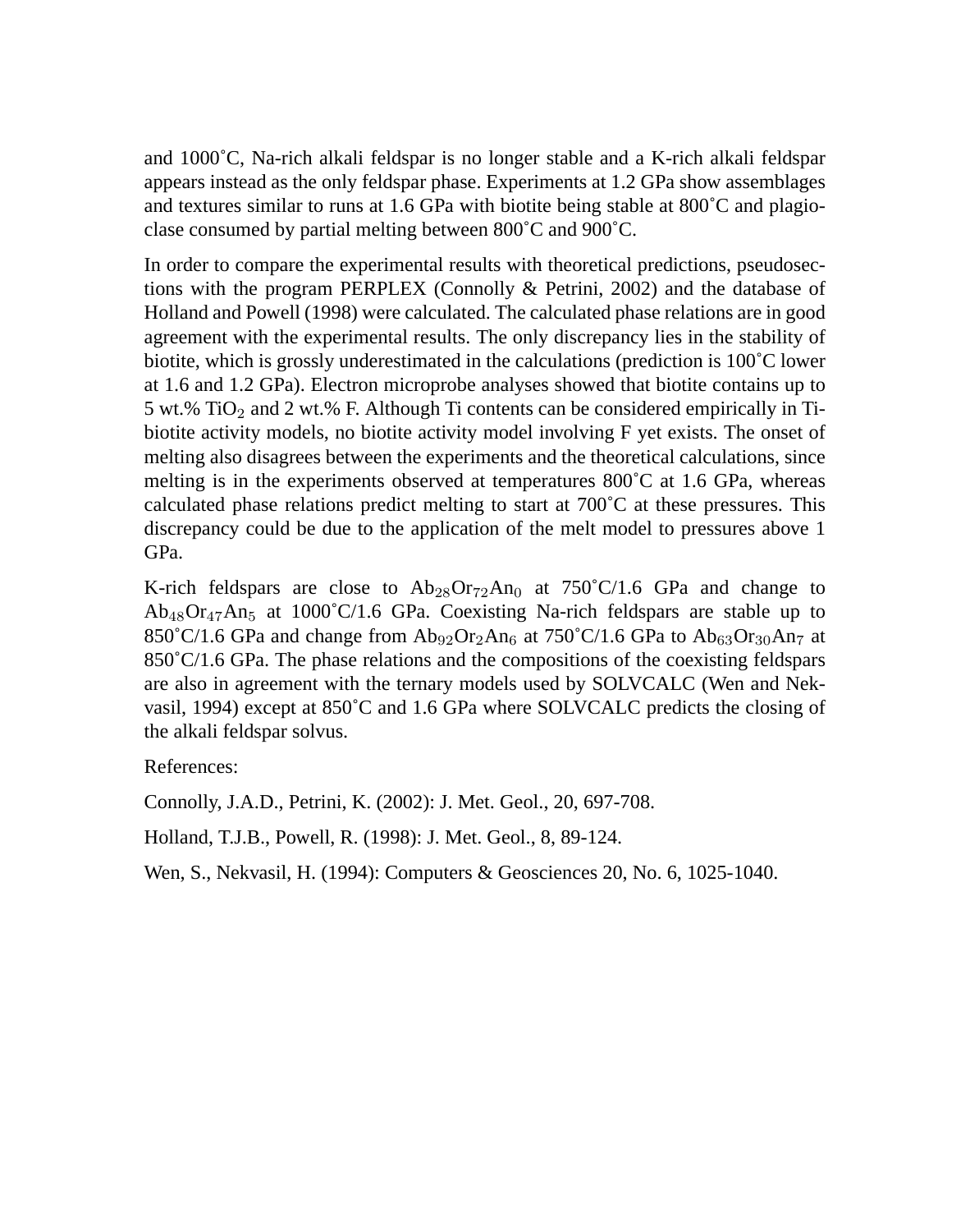and 1000˚C, Na-rich alkali feldspar is no longer stable and a K-rich alkali feldspar appears instead as the only feldspar phase. Experiments at 1.2 GPa show assemblages and textures similar to runs at 1.6 GPa with biotite being stable at 800˚C and plagioclase consumed by partial melting between 800˚C and 900˚C.

In order to compare the experimental results with theoretical predictions, pseudosections with the program PERPLEX (Connolly & Petrini, 2002) and the database of Holland and Powell (1998) were calculated. The calculated phase relations are in good agreement with the experimental results. The only discrepancy lies in the stability of biotite, which is grossly underestimated in the calculations (prediction is 100˚C lower at 1.6 and 1.2 GPa). Electron microprobe analyses showed that biotite contains up to 5 wt.% $TiO_2$ and 2 wt.% F. Although Ti contents can be considered empirically in Ti-biotite activity models, no biotite activity model involving F yet exists. The onset of melting also disagrees between the experiments and the theoretical calculations, since melting is in the experiments observed at temperatures 800˚C at 1.6 GPa, whereas calculated phase relations predict melting to start at 700˚C at these pressures. This discrepancy could be due to the application of the melt model to pressures above 1 GPa.

K-rich feldspars are close to $Ab_{28}Or_{72}An_0$ at 750˚C/1.6 GPa and change to $Ab_{48}Or_{47}An_5$ at 1000˚C/1.6 GPa. Coexisting Na-rich feldspars are stable up to 850˚C/1.6 GPa and change from $Ab_{92}Or_2An_6$ at 750˚C/1.6 GPa to $Ab_{63}Or_{30}An_7$ at 850˚C/1.6 GPa. The phase relations and the compositions of the coexisting feldspars are also in agreement with the ternary models used by SOLVCALC (Wen and Nekvasil, 1994) except at 850˚C and 1.6 GPa where SOLVCALC predicts the closing of the alkali feldspar solvus.

References:

Connolly, J.A.D., Petrini, K. (2002): J. Met. Geol., 20, 697-708.

Holland, T.J.B., Powell, R. (1998): J. Met. Geol., 8, 89-124.

Wen, S., Nekvasil, H. (1994): Computers & Geosciences 20, No. 6, 1025-1040.